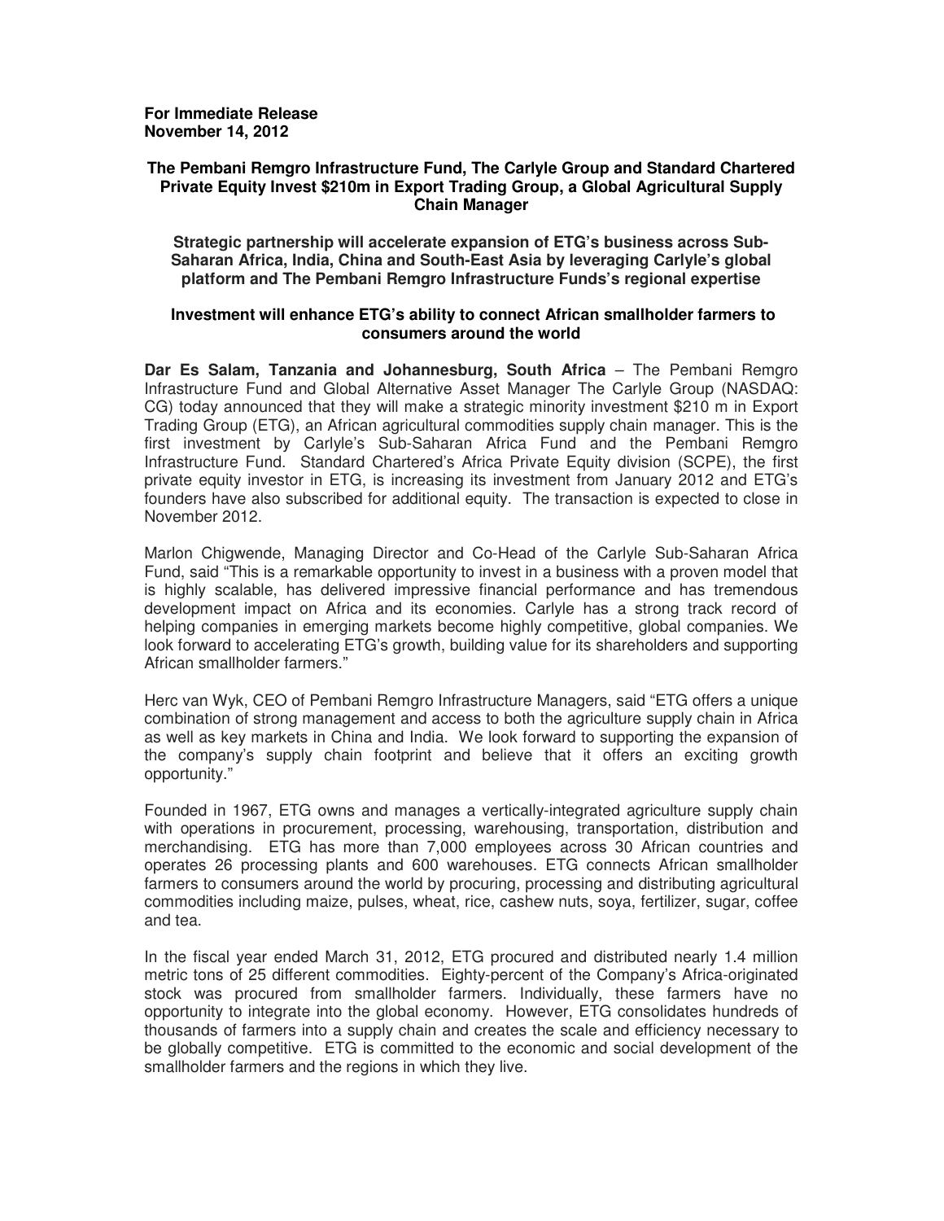**For Immediate Release**
**November 14, 2012**

**The Pembani Remgro Infrastructure Fund, The Carlyle Group and Standard Chartered Private Equity Invest $210m in Export Trading Group, a Global Agricultural Supply Chain Manager**

**Strategic partnership will accelerate expansion of ETG's business across Sub-Saharan Africa, India, China and South-East Asia by leveraging Carlyle's global platform and The Pembani Remgro Infrastructure Funds's regional expertise**

**Investment will enhance ETG's ability to connect African smallholder farmers to consumers around the world**

**Dar Es Salam, Tanzania and Johannesburg, South Africa** – The Pembani Remgro Infrastructure Fund and Global Alternative Asset Manager The Carlyle Group (NASDAQ: CG) today announced that they will make a strategic minority investment $210 m in Export Trading Group (ETG), an African agricultural commodities supply chain manager. This is the first investment by Carlyle's Sub-Saharan Africa Fund and the Pembani Remgro Infrastructure Fund. Standard Chartered's Africa Private Equity division (SCPE), the first private equity investor in ETG, is increasing its investment from January 2012 and ETG's founders have also subscribed for additional equity. The transaction is expected to close in November 2012.

Marlon Chigwende, Managing Director and Co-Head of the Carlyle Sub-Saharan Africa Fund, said "This is a remarkable opportunity to invest in a business with a proven model that is highly scalable, has delivered impressive financial performance and has tremendous development impact on Africa and its economies. Carlyle has a strong track record of helping companies in emerging markets become highly competitive, global companies. We look forward to accelerating ETG's growth, building value for its shareholders and supporting African smallholder farmers."

Herc van Wyk, CEO of Pembani Remgro Infrastructure Managers, said "ETG offers a unique combination of strong management and access to both the agriculture supply chain in Africa as well as key markets in China and India. We look forward to supporting the expansion of the company's supply chain footprint and believe that it offers an exciting growth opportunity."

Founded in 1967, ETG owns and manages a vertically-integrated agriculture supply chain with operations in procurement, processing, warehousing, transportation, distribution and merchandising. ETG has more than 7,000 employees across 30 African countries and operates 26 processing plants and 600 warehouses. ETG connects African smallholder farmers to consumers around the world by procuring, processing and distributing agricultural commodities including maize, pulses, wheat, rice, cashew nuts, soya, fertilizer, sugar, coffee and tea.

In the fiscal year ended March 31, 2012, ETG procured and distributed nearly 1.4 million metric tons of 25 different commodities. Eighty-percent of the Company's Africa-originated stock was procured from smallholder farmers. Individually, these farmers have no opportunity to integrate into the global economy. However, ETG consolidates hundreds of thousands of farmers into a supply chain and creates the scale and efficiency necessary to be globally competitive. ETG is committed to the economic and social development of the smallholder farmers and the regions in which they live.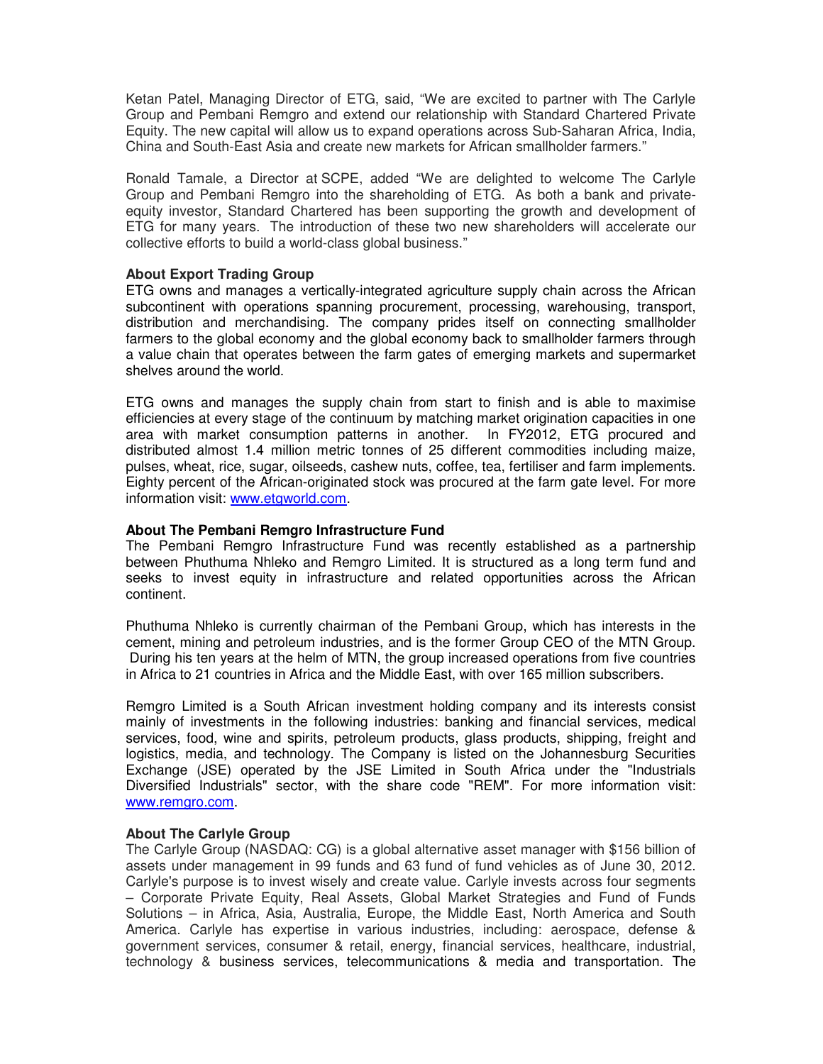Ketan Patel, Managing Director of ETG, said, "We are excited to partner with The Carlyle Group and Pembani Remgro and extend our relationship with Standard Chartered Private Equity. The new capital will allow us to expand operations across Sub-Saharan Africa, India, China and South-East Asia and create new markets for African smallholder farmers."

Ronald Tamale, a Director at SCPE, added "We are delighted to welcome The Carlyle Group and Pembani Remgro into the shareholding of ETG. As both a bank and private-equity investor, Standard Chartered has been supporting the growth and development of ETG for many years. The introduction of these two new shareholders will accelerate our collective efforts to build a world-class global business."

**About Export Trading Group**

ETG owns and manages a vertically-integrated agriculture supply chain across the African subcontinent with operations spanning procurement, processing, warehousing, transport, distribution and merchandising. The company prides itself on connecting smallholder farmers to the global economy and the global economy back to smallholder farmers through a value chain that operates between the farm gates of emerging markets and supermarket shelves around the world.

ETG owns and manages the supply chain from start to finish and is able to maximise efficiencies at every stage of the continuum by matching market origination capacities in one area with market consumption patterns in another. In FY2012, ETG procured and distributed almost 1.4 million metric tonnes of 25 different commodities including maize, pulses, wheat, rice, sugar, oilseeds, cashew nuts, coffee, tea, fertiliser and farm implements. Eighty percent of the African-originated stock was procured at the farm gate level. For more information visit: www.etgworld.com.

**About The Pembani Remgro Infrastructure Fund**

The Pembani Remgro Infrastructure Fund was recently established as a partnership between Phuthuma Nhleko and Remgro Limited. It is structured as a long term fund and seeks to invest equity in infrastructure and related opportunities across the African continent.

Phuthuma Nhleko is currently chairman of the Pembani Group, which has interests in the cement, mining and petroleum industries, and is the former Group CEO of the MTN Group. During his ten years at the helm of MTN, the group increased operations from five countries in Africa to 21 countries in Africa and the Middle East, with over 165 million subscribers.

Remgro Limited is a South African investment holding company and its interests consist mainly of investments in the following industries: banking and financial services, medical services, food, wine and spirits, petroleum products, glass products, shipping, freight and logistics, media, and technology. The Company is listed on the Johannesburg Securities Exchange (JSE) operated by the JSE Limited in South Africa under the "Industrials Diversified Industrials" sector, with the share code "REM". For more information visit: www.remgro.com.

**About The Carlyle Group**

The Carlyle Group (NASDAQ: CG) is a global alternative asset manager with $156 billion of assets under management in 99 funds and 63 fund of fund vehicles as of June 30, 2012. Carlyle's purpose is to invest wisely and create value. Carlyle invests across four segments – Corporate Private Equity, Real Assets, Global Market Strategies and Fund of Funds Solutions – in Africa, Asia, Australia, Europe, the Middle East, North America and South America. Carlyle has expertise in various industries, including: aerospace, defense & government services, consumer & retail, energy, financial services, healthcare, industrial, technology & business services, telecommunications & media and transportation. The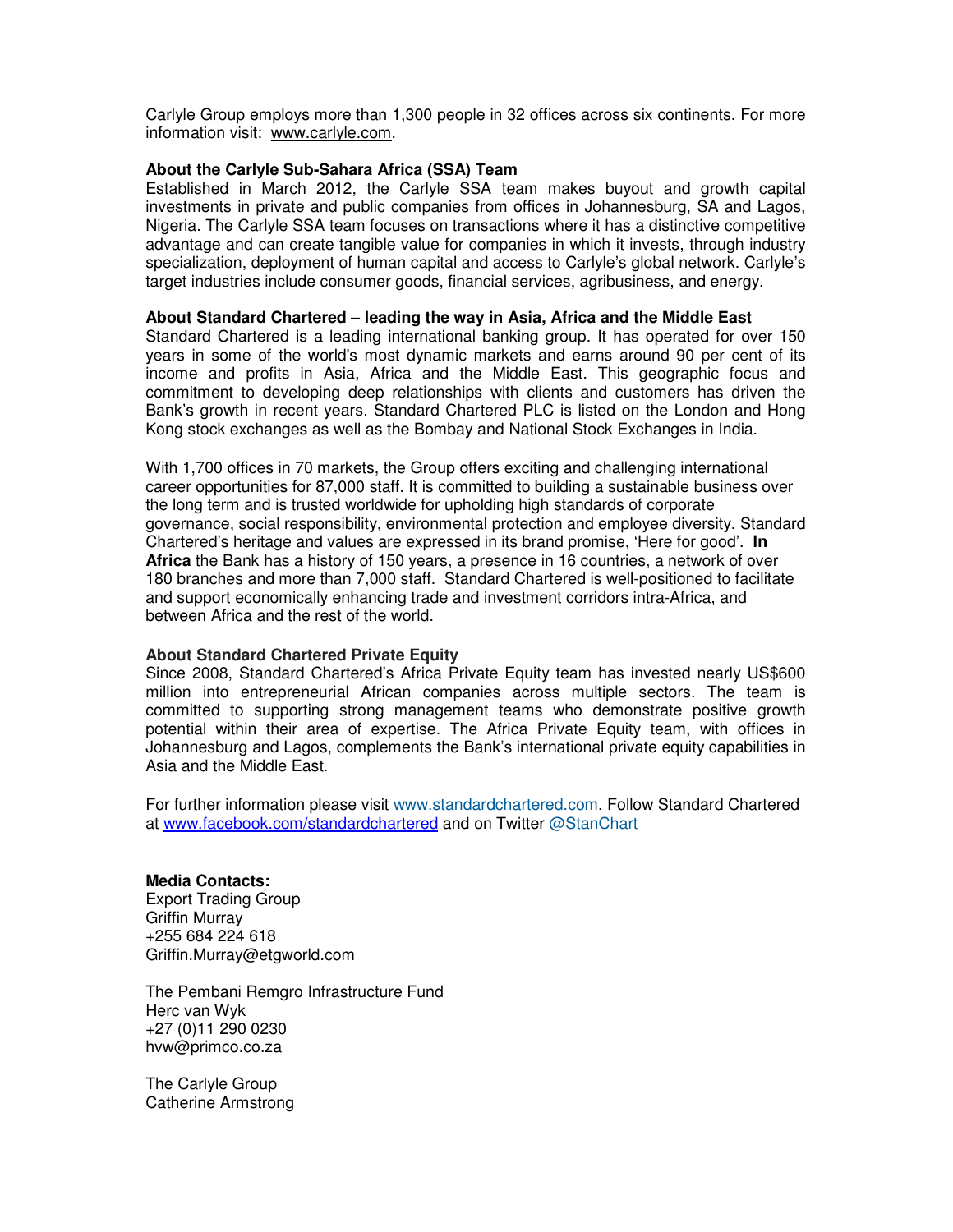Carlyle Group employs more than 1,300 people in 32 offices across six continents. For more information visit: [www.carlyle.com](http://www.carlyle.com).

**About the Carlyle Sub-Sahara Africa (SSA) Team**

Established in March 2012, the Carlyle SSA team makes buyout and growth capital investments in private and public companies from offices in Johannesburg, SA and Lagos, Nigeria. The Carlyle SSA team focuses on transactions where it has a distinctive competitive advantage and can create tangible value for companies in which it invests, through industry specialization, deployment of human capital and access to Carlyle's global network. Carlyle's target industries include consumer goods, financial services, agribusiness, and energy.

**About Standard Chartered – leading the way in Asia, Africa and the Middle East**

Standard Chartered is a leading international banking group. It has operated for over 150 years in some of the world's most dynamic markets and earns around 90 per cent of its income and profits in Asia, Africa and the Middle East. This geographic focus and commitment to developing deep relationships with clients and customers has driven the Bank's growth in recent years. Standard Chartered PLC is listed on the London and Hong Kong stock exchanges as well as the Bombay and National Stock Exchanges in India.

With 1,700 offices in 70 markets, the Group offers exciting and challenging international career opportunities for 87,000 staff. It is committed to building a sustainable business over the long term and is trusted worldwide for upholding high standards of corporate governance, social responsibility, environmental protection and employee diversity. Standard Chartered's heritage and values are expressed in its brand promise, 'Here for good'. **In Africa** the Bank has a history of 150 years, a presence in 16 countries, a network of over 180 branches and more than 7,000 staff. Standard Chartered is well-positioned to facilitate and support economically enhancing trade and investment corridors intra-Africa, and between Africa and the rest of the world.

**About Standard Chartered Private Equity**

Since 2008, Standard Chartered's Africa Private Equity team has invested nearly US$600 million into entrepreneurial African companies across multiple sectors. The team is committed to supporting strong management teams who demonstrate positive growth potential within their area of expertise. The Africa Private Equity team, with offices in Johannesburg and Lagos, complements the Bank's international private equity capabilities in Asia and the Middle East.

For further information please visit www.standardchartered.com. Follow Standard Chartered at [www.facebook.com/standardchartered](http://www.facebook.com/standardchartered) and on Twitter @StanChart

**Media Contacts:**

Export Trading Group
Griffin Murray
+255 684 224 618
Griffin.Murray@etgworld.com

The Pembani Remgro Infrastructure Fund
Herc van Wyk
+27 (0)11 290 0230
hvw@primco.co.za

The Carlyle Group
Catherine Armstrong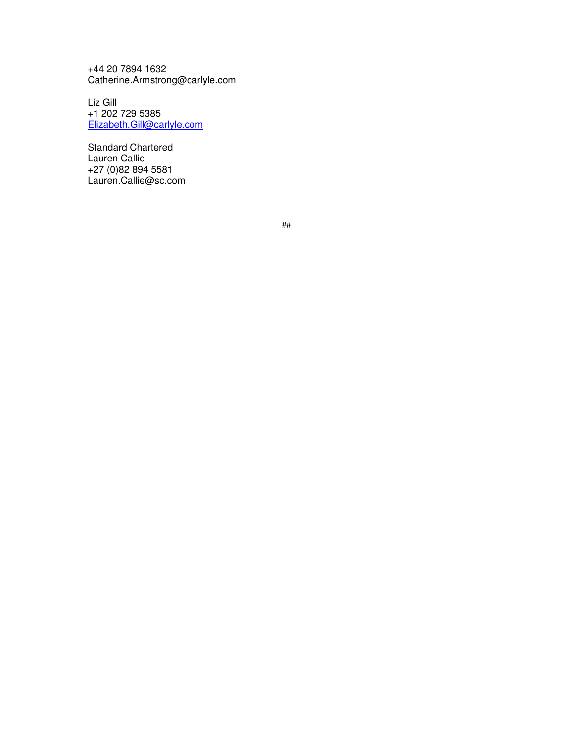+44 20 7894 1632
Catherine.Armstrong@carlyle.com

Liz Gill
+1 202 729 5385
Elizabeth.Gill@carlyle.com

Standard Chartered
Lauren Callie
+27 (0)82 894 5581
Lauren.Callie@sc.com

##